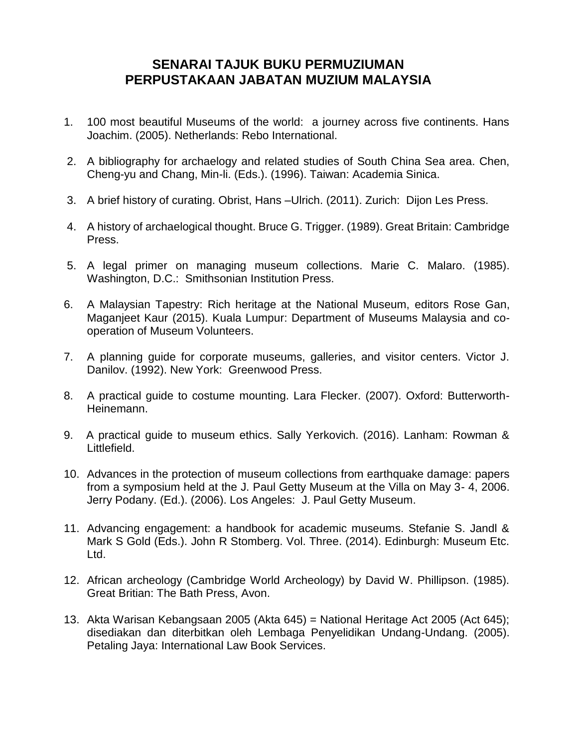# SENARAI TAJUK BUKU PERMUZIUMAN
# PERPUSTAKAAN JABATAN MUZIUM MALAYSIA

1. 100 most beautiful Museums of the world: a journey across five continents. Hans Joachim. (2005). Netherlands: Rebo International.

2. A bibliography for archaelogy and related studies of South China Sea area. Chen, Cheng-yu and Chang, Min-li. (Eds.). (1996). Taiwan: Academia Sinica.

3. A brief history of curating. Obrist, Hans –Ulrich. (2011). Zurich: Dijon Les Press.

4. A history of archaelogical thought. Bruce G. Trigger. (1989). Great Britain: Cambridge Press.

5. A legal primer on managing museum collections. Marie C. Malaro. (1985). Washington, D.C.: Smithsonian Institution Press.

6. A Malaysian Tapestry: Rich heritage at the National Museum, editors Rose Gan, Maganjeet Kaur (2015). Kuala Lumpur: Department of Museums Malaysia and co-operation of Museum Volunteers.

7. A planning guide for corporate museums, galleries, and visitor centers. Victor J. Danilov. (1992). New York: Greenwood Press.

8. A practical guide to costume mounting. Lara Flecker. (2007). Oxford: Butterworth-Heinemann.

9. A practical guide to museum ethics. Sally Yerkovich. (2016). Lanham: Rowman & Littlefield.

10. Advances in the protection of museum collections from earthquake damage: papers from a symposium held at the J. Paul Getty Museum at the Villa on May 3- 4, 2006. Jerry Podany. (Ed.). (2006). Los Angeles: J. Paul Getty Museum.

11. Advancing engagement: a handbook for academic museums. Stefanie S. Jandl & Mark S Gold (Eds.). John R Stomberg. Vol. Three. (2014). Edinburgh: Museum Etc. Ltd.

12. African archeology (Cambridge World Archeology) by David W. Phillipson. (1985). Great Britian: The Bath Press, Avon.

13. Akta Warisan Kebangsaan 2005 (Akta 645) = National Heritage Act 2005 (Act 645); disediakan dan diterbitkan oleh Lembaga Penyelidikan Undang-Undang. (2005). Petaling Jaya: International Law Book Services.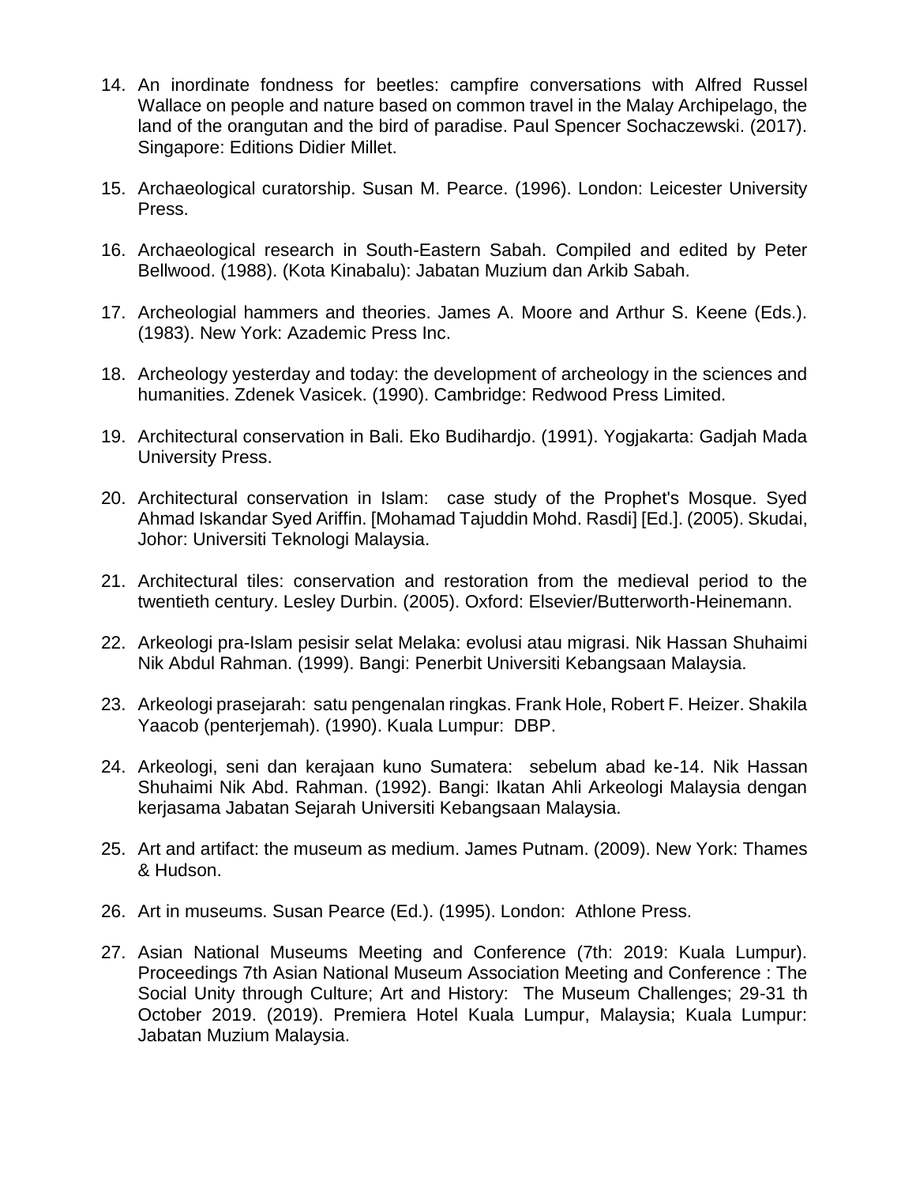14. An inordinate fondness for beetles: campfire conversations with Alfred Russel Wallace on people and nature based on common travel in the Malay Archipelago, the land of the orangutan and the bird of paradise. Paul Spencer Sochaczewski. (2017). Singapore: Editions Didier Millet.

15. Archaeological curatorship. Susan M. Pearce. (1996). London: Leicester University Press.

16. Archaeological research in South-Eastern Sabah. Compiled and edited by Peter Bellwood. (1988). (Kota Kinabalu): Jabatan Muzium dan Arkib Sabah.

17. Archeologial hammers and theories. James A. Moore and Arthur S. Keene (Eds.). (1983). New York: Azademic Press Inc.

18. Archeology yesterday and today: the development of archeology in the sciences and humanities. Zdenek Vasicek. (1990). Cambridge: Redwood Press Limited.

19. Architectural conservation in Bali. Eko Budihardjo. (1991). Yogjakarta: Gadjah Mada University Press.

20. Architectural conservation in Islam: case study of the Prophet's Mosque. Syed Ahmad Iskandar Syed Ariffin. [Mohamad Tajuddin Mohd. Rasdi] [Ed.]. (2005). Skudai, Johor: Universiti Teknologi Malaysia.

21. Architectural tiles: conservation and restoration from the medieval period to the twentieth century. Lesley Durbin. (2005). Oxford: Elsevier/Butterworth-Heinemann.

22. Arkeologi pra-Islam pesisir selat Melaka: evolusi atau migrasi. Nik Hassan Shuhaimi Nik Abdul Rahman. (1999). Bangi: Penerbit Universiti Kebangsaan Malaysia.

23. Arkeologi prasejarah: satu pengenalan ringkas. Frank Hole, Robert F. Heizer. Shakila Yaacob (penterjemah). (1990). Kuala Lumpur: DBP.

24. Arkeologi, seni dan kerajaan kuno Sumatera: sebelum abad ke-14. Nik Hassan Shuhaimi Nik Abd. Rahman. (1992). Bangi: Ikatan Ahli Arkeologi Malaysia dengan kerjasama Jabatan Sejarah Universiti Kebangsaan Malaysia.

25. Art and artifact: the museum as medium. James Putnam. (2009). New York: Thames & Hudson.

26. Art in museums. Susan Pearce (Ed.). (1995). London: Athlone Press.

27. Asian National Museums Meeting and Conference (7th: 2019: Kuala Lumpur). Proceedings 7th Asian National Museum Association Meeting and Conference : The Social Unity through Culture; Art and History: The Museum Challenges; 29-31 th October 2019. (2019). Premiera Hotel Kuala Lumpur, Malaysia; Kuala Lumpur: Jabatan Muzium Malaysia.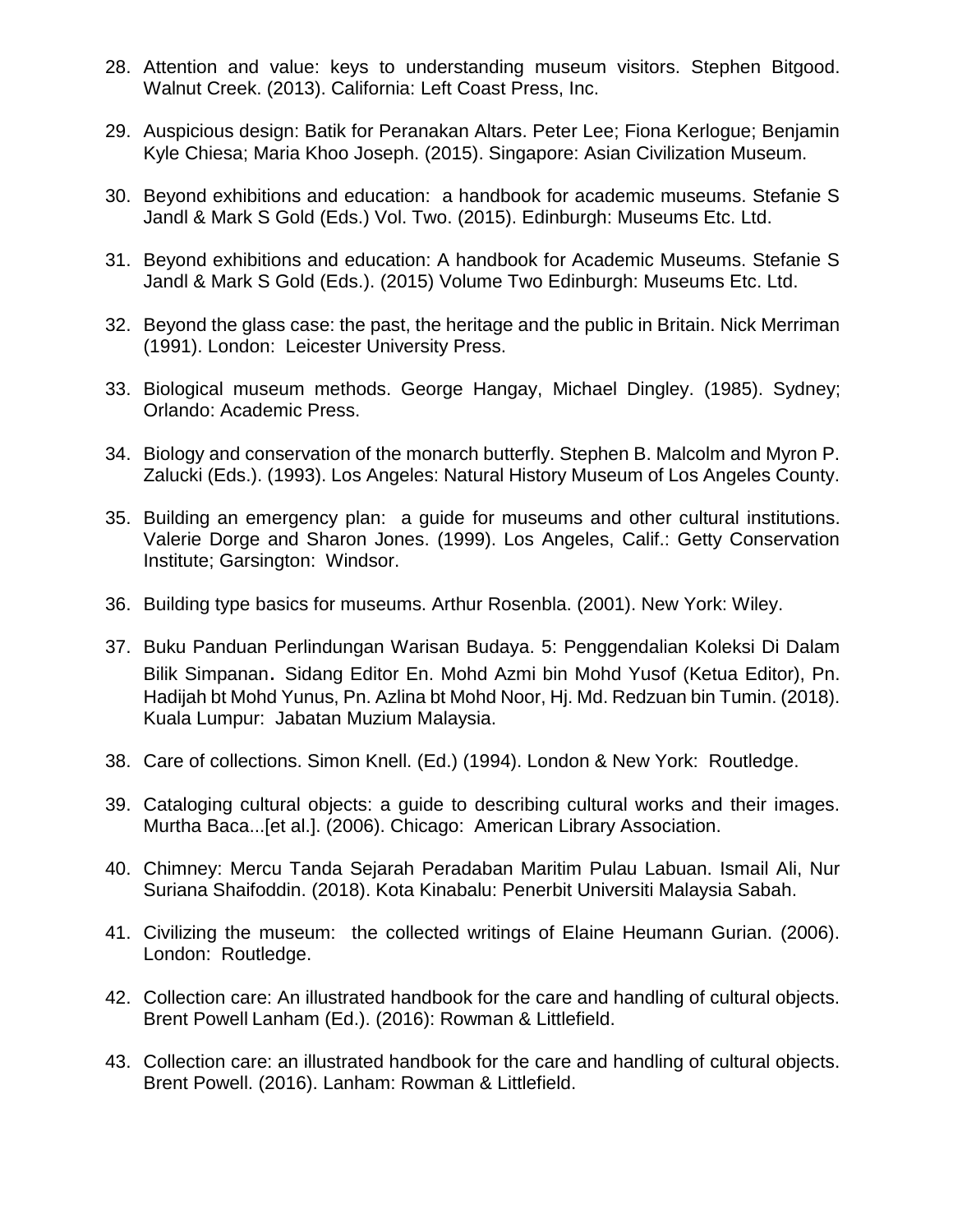28. Attention and value: keys to understanding museum visitors. Stephen Bitgood. Walnut Creek. (2013). California: Left Coast Press, Inc.

29. Auspicious design: Batik for Peranakan Altars. Peter Lee; Fiona Kerlogue; Benjamin Kyle Chiesa; Maria Khoo Joseph. (2015). Singapore: Asian Civilization Museum.

30. Beyond exhibitions and education: a handbook for academic museums. Stefanie S Jandl & Mark S Gold (Eds.) Vol. Two. (2015). Edinburgh: Museums Etc. Ltd.

31. Beyond exhibitions and education: A handbook for Academic Museums. Stefanie S Jandl & Mark S Gold (Eds.). (2015) Volume Two Edinburgh: Museums Etc. Ltd.

32. Beyond the glass case: the past, the heritage and the public in Britain. Nick Merriman (1991). London: Leicester University Press.

33. Biological museum methods. George Hangay, Michael Dingley. (1985). Sydney; Orlando: Academic Press.

34. Biology and conservation of the monarch butterfly. Stephen B. Malcolm and Myron P. Zalucki (Eds.). (1993). Los Angeles: Natural History Museum of Los Angeles County.

35. Building an emergency plan: a guide for museums and other cultural institutions. Valerie Dorge and Sharon Jones. (1999). Los Angeles, Calif.: Getty Conservation Institute; Garsington: Windsor.

36. Building type basics for museums. Arthur Rosenbla. (2001). New York: Wiley.

37. Buku Panduan Perlindungan Warisan Budaya. 5: Penggendalian Koleksi Di Dalam Bilik Simpanan. Sidang Editor En. Mohd Azmi bin Mohd Yusof (Ketua Editor), Pn. Hadijah bt Mohd Yunus, Pn. Azlina bt Mohd Noor, Hj. Md. Redzuan bin Tumin. (2018). Kuala Lumpur: Jabatan Muzium Malaysia.

38. Care of collections. Simon Knell. (Ed.) (1994). London & New York: Routledge.

39. Cataloging cultural objects: a guide to describing cultural works and their images. Murtha Baca...[et al.]. (2006). Chicago: American Library Association.

40. Chimney: Mercu Tanda Sejarah Peradaban Maritim Pulau Labuan. Ismail Ali, Nur Suriana Shaifoddin. (2018). Kota Kinabalu: Penerbit Universiti Malaysia Sabah.

41. Civilizing the museum: the collected writings of Elaine Heumann Gurian. (2006). London: Routledge.

42. Collection care: An illustrated handbook for the care and handling of cultural objects. Brent Powell Lanham (Ed.). (2016): Rowman & Littlefield.

43. Collection care: an illustrated handbook for the care and handling of cultural objects. Brent Powell. (2016). Lanham: Rowman & Littlefield.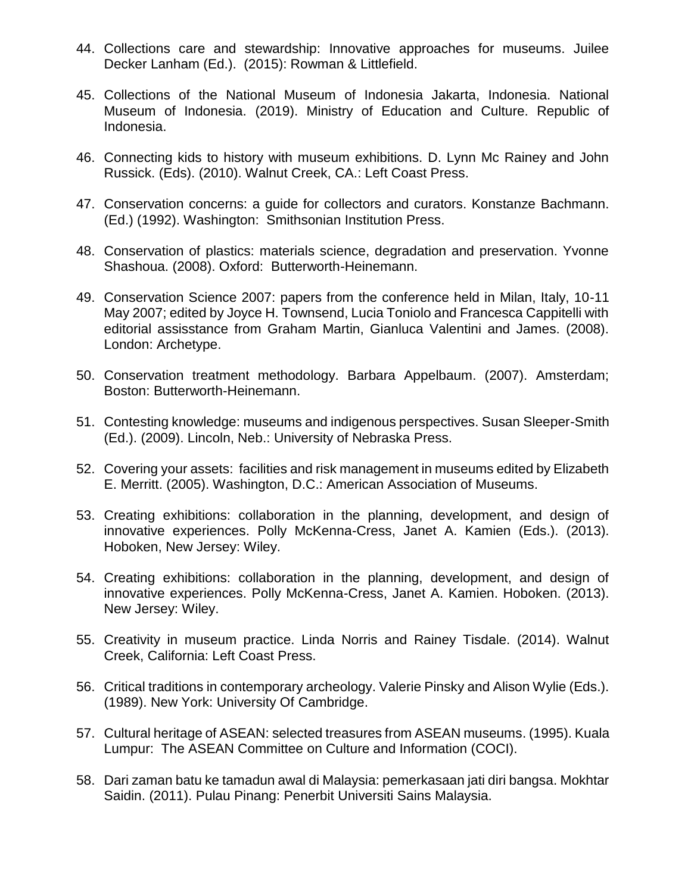44. Collections care and stewardship: Innovative approaches for museums. Juilee Decker Lanham (Ed.). (2015): Rowman & Littlefield.

45. Collections of the National Museum of Indonesia Jakarta, Indonesia. National Museum of Indonesia. (2019). Ministry of Education and Culture. Republic of Indonesia.

46. Connecting kids to history with museum exhibitions. D. Lynn Mc Rainey and John Russick. (Eds). (2010). Walnut Creek, CA.: Left Coast Press.

47. Conservation concerns: a guide for collectors and curators. Konstanze Bachmann. (Ed.) (1992). Washington: Smithsonian Institution Press.

48. Conservation of plastics: materials science, degradation and preservation. Yvonne Shashoua. (2008). Oxford: Butterworth-Heinemann.

49. Conservation Science 2007: papers from the conference held in Milan, Italy, 10-11 May 2007; edited by Joyce H. Townsend, Lucia Toniolo and Francesca Cappitelli with editorial assisstance from Graham Martin, Gianluca Valentini and James. (2008). London: Archetype.

50. Conservation treatment methodology. Barbara Appelbaum. (2007). Amsterdam; Boston: Butterworth-Heinemann.

51. Contesting knowledge: museums and indigenous perspectives. Susan Sleeper-Smith (Ed.). (2009). Lincoln, Neb.: University of Nebraska Press.

52. Covering your assets: facilities and risk management in museums edited by Elizabeth E. Merritt. (2005). Washington, D.C.: American Association of Museums.

53. Creating exhibitions: collaboration in the planning, development, and design of innovative experiences. Polly McKenna-Cress, Janet A. Kamien (Eds.). (2013). Hoboken, New Jersey: Wiley.

54. Creating exhibitions: collaboration in the planning, development, and design of innovative experiences. Polly McKenna-Cress, Janet A. Kamien. Hoboken. (2013). New Jersey: Wiley.

55. Creativity in museum practice. Linda Norris and Rainey Tisdale. (2014). Walnut Creek, California: Left Coast Press.

56. Critical traditions in contemporary archeology. Valerie Pinsky and Alison Wylie (Eds.). (1989). New York: University Of Cambridge.

57. Cultural heritage of ASEAN: selected treasures from ASEAN museums. (1995). Kuala Lumpur: The ASEAN Committee on Culture and Information (COCI).

58. Dari zaman batu ke tamadun awal di Malaysia: pemerkasaan jati diri bangsa. Mokhtar Saidin. (2011). Pulau Pinang: Penerbit Universiti Sains Malaysia.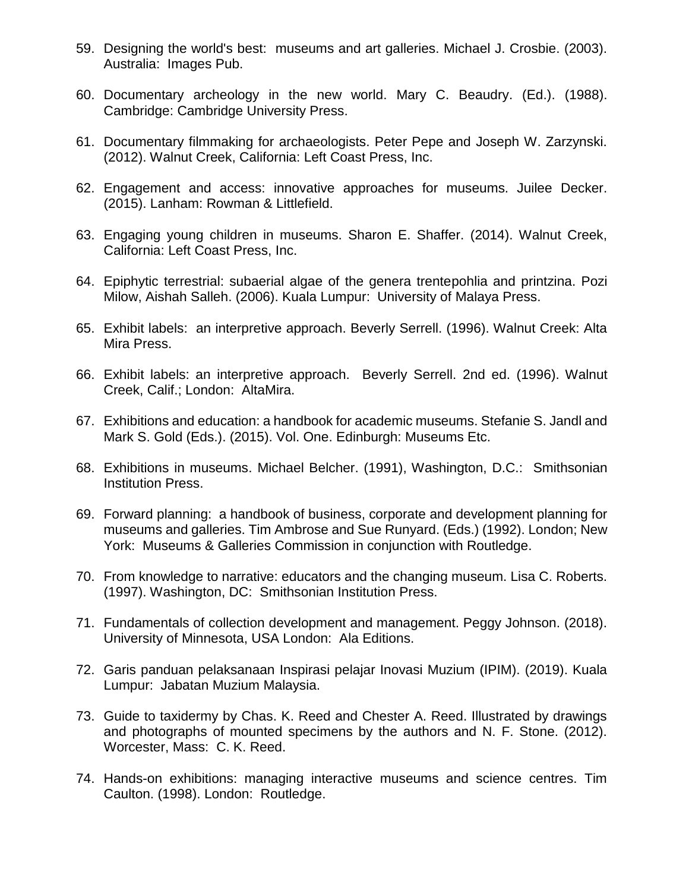59. Designing the world's best: museums and art galleries. Michael J. Crosbie. (2003). Australia: Images Pub.

60. Documentary archeology in the new world. Mary C. Beaudry. (Ed.). (1988). Cambridge: Cambridge University Press.

61. Documentary filmmaking for archaeologists. Peter Pepe and Joseph W. Zarzynski. (2012). Walnut Creek, California: Left Coast Press, Inc.

62. Engagement and access: innovative approaches for museums. Juilee Decker. (2015). Lanham: Rowman & Littlefield.

63. Engaging young children in museums. Sharon E. Shaffer. (2014). Walnut Creek, California: Left Coast Press, Inc.

64. Epiphytic terrestrial: subaerial algae of the genera trentepohlia and printzina. Pozi Milow, Aishah Salleh. (2006). Kuala Lumpur: University of Malaya Press.

65. Exhibit labels: an interpretive approach. Beverly Serrell. (1996). Walnut Creek: Alta Mira Press.

66. Exhibit labels: an interpretive approach. Beverly Serrell. 2nd ed. (1996). Walnut Creek, Calif.; London: AltaMira.

67. Exhibitions and education: a handbook for academic museums. Stefanie S. Jandl and Mark S. Gold (Eds.). (2015). Vol. One. Edinburgh: Museums Etc.

68. Exhibitions in museums. Michael Belcher. (1991), Washington, D.C.: Smithsonian Institution Press.

69. Forward planning: a handbook of business, corporate and development planning for museums and galleries. Tim Ambrose and Sue Runyard. (Eds.) (1992). London; New York: Museums & Galleries Commission in conjunction with Routledge.

70. From knowledge to narrative: educators and the changing museum. Lisa C. Roberts. (1997). Washington, DC: Smithsonian Institution Press.

71. Fundamentals of collection development and management. Peggy Johnson. (2018). University of Minnesota, USA London: Ala Editions.

72. Garis panduan pelaksanaan Inspirasi pelajar Inovasi Muzium (IPIM). (2019). Kuala Lumpur: Jabatan Muzium Malaysia.

73. Guide to taxidermy by Chas. K. Reed and Chester A. Reed. Illustrated by drawings and photographs of mounted specimens by the authors and N. F. Stone. (2012). Worcester, Mass: C. K. Reed.

74. Hands-on exhibitions: managing interactive museums and science centres. Tim Caulton. (1998). London: Routledge.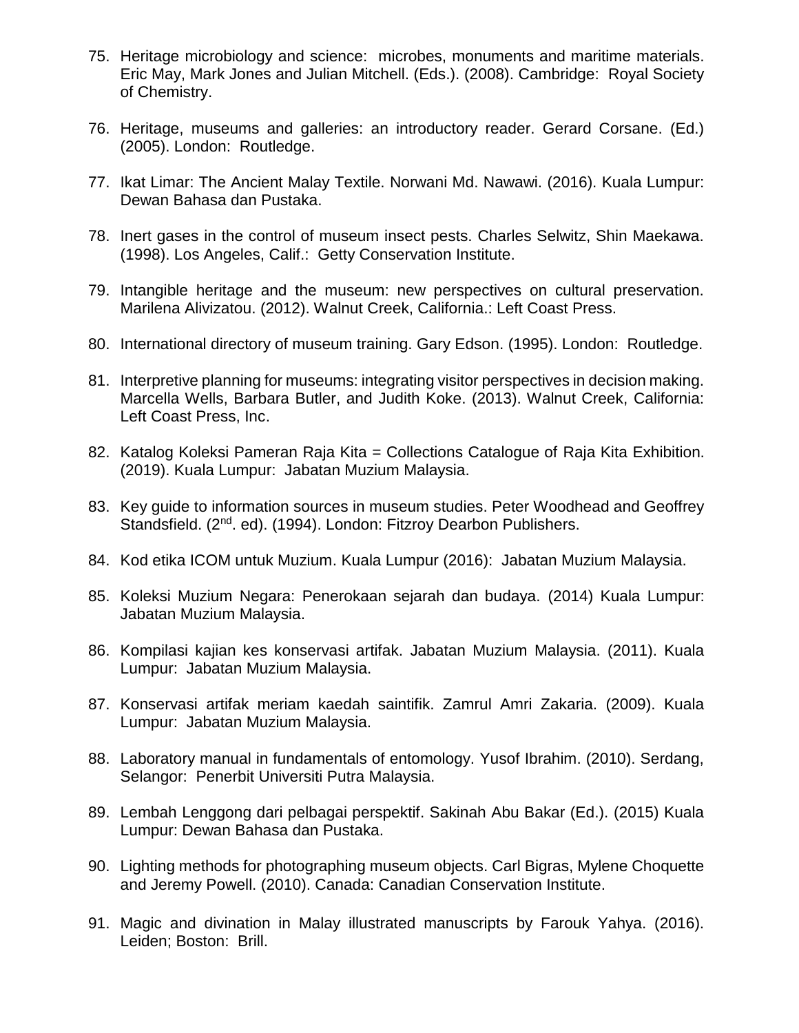75. Heritage microbiology and science: microbes, monuments and maritime materials. Eric May, Mark Jones and Julian Mitchell. (Eds.). (2008). Cambridge: Royal Society of Chemistry.

76. Heritage, museums and galleries: an introductory reader. Gerard Corsane. (Ed.) (2005). London: Routledge.

77. Ikat Limar: The Ancient Malay Textile. Norwani Md. Nawawi. (2016). Kuala Lumpur: Dewan Bahasa dan Pustaka.

78. Inert gases in the control of museum insect pests. Charles Selwitz, Shin Maekawa. (1998). Los Angeles, Calif.: Getty Conservation Institute.

79. Intangible heritage and the museum: new perspectives on cultural preservation. Marilena Alivizatou. (2012). Walnut Creek, California.: Left Coast Press.

80. International directory of museum training. Gary Edson. (1995). London: Routledge.

81. Interpretive planning for museums: integrating visitor perspectives in decision making. Marcella Wells, Barbara Butler, and Judith Koke. (2013). Walnut Creek, California: Left Coast Press, Inc.

82. Katalog Koleksi Pameran Raja Kita = Collections Catalogue of Raja Kita Exhibition. (2019). Kuala Lumpur: Jabatan Muzium Malaysia.

83. Key guide to information sources in museum studies. Peter Woodhead and Geoffrey Standsfield. (2nd. ed). (1994). London: Fitzroy Dearbon Publishers.

84. Kod etika ICOM untuk Muzium. Kuala Lumpur (2016): Jabatan Muzium Malaysia.

85. Koleksi Muzium Negara: Penerokaan sejarah dan budaya. (2014) Kuala Lumpur: Jabatan Muzium Malaysia.

86. Kompilasi kajian kes konservasi artifak. Jabatan Muzium Malaysia. (2011). Kuala Lumpur: Jabatan Muzium Malaysia.

87. Konservasi artifak meriam kaedah saintifik. Zamrul Amri Zakaria. (2009). Kuala Lumpur: Jabatan Muzium Malaysia.

88. Laboratory manual in fundamentals of entomology. Yusof Ibrahim. (2010). Serdang, Selangor: Penerbit Universiti Putra Malaysia.

89. Lembah Lenggong dari pelbagai perspektif. Sakinah Abu Bakar (Ed.). (2015) Kuala Lumpur: Dewan Bahasa dan Pustaka.

90. Lighting methods for photographing museum objects. Carl Bigras, Mylene Choquette and Jeremy Powell. (2010). Canada: Canadian Conservation Institute.

91. Magic and divination in Malay illustrated manuscripts by Farouk Yahya. (2016). Leiden; Boston: Brill.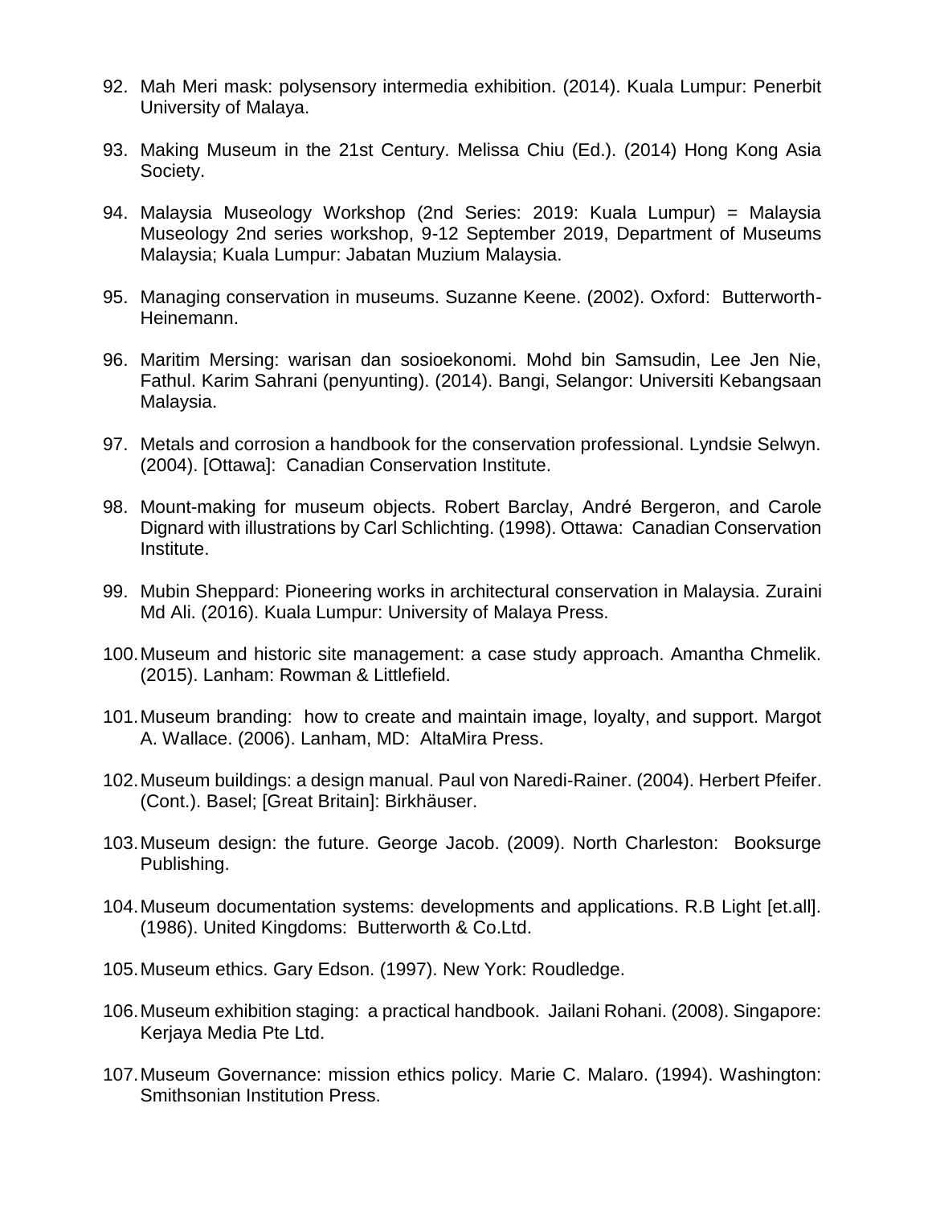92. Mah Meri mask: polysensory intermedia exhibition. (2014). Kuala Lumpur: Penerbit University of Malaya.

93. Making Museum in the 21st Century. Melissa Chiu (Ed.). (2014) Hong Kong Asia Society.

94. Malaysia Museology Workshop (2nd Series: 2019: Kuala Lumpur) = Malaysia Museology 2nd series workshop, 9-12 September 2019, Department of Museums Malaysia; Kuala Lumpur: Jabatan Muzium Malaysia.

95. Managing conservation in museums. Suzanne Keene. (2002). Oxford: Butterworth-Heinemann.

96. Maritim Mersing: warisan dan sosioekonomi. Mohd bin Samsudin, Lee Jen Nie, Fathul. Karim Sahrani (penyunting). (2014). Bangi, Selangor: Universiti Kebangsaan Malaysia.

97. Metals and corrosion a handbook for the conservation professional. Lyndsie Selwyn. (2004). [Ottawa]: Canadian Conservation Institute.

98. Mount-making for museum objects. Robert Barclay, André Bergeron, and Carole Dignard with illustrations by Carl Schlichting. (1998). Ottawa: Canadian Conservation Institute.

99. Mubin Sheppard: Pioneering works in architectural conservation in Malaysia. Zuraini Md Ali. (2016). Kuala Lumpur: University of Malaya Press.

100. Museum and historic site management: a case study approach. Amantha Chmelik. (2015). Lanham: Rowman & Littlefield.

101. Museum branding: how to create and maintain image, loyalty, and support. Margot A. Wallace. (2006). Lanham, MD: AltaMira Press.

102. Museum buildings: a design manual. Paul von Naredi-Rainer. (2004). Herbert Pfeifer. (Cont.). Basel; [Great Britain]: Birkhäuser.

103. Museum design: the future. George Jacob. (2009). North Charleston: Booksurge Publishing.

104. Museum documentation systems: developments and applications. R.B Light [et.all]. (1986). United Kingdoms: Butterworth & Co.Ltd.

105. Museum ethics. Gary Edson. (1997). New York: Roudledge.

106. Museum exhibition staging: a practical handbook. Jailani Rohani. (2008). Singapore: Kerjaya Media Pte Ltd.

107. Museum Governance: mission ethics policy. Marie C. Malaro. (1994). Washington: Smithsonian Institution Press.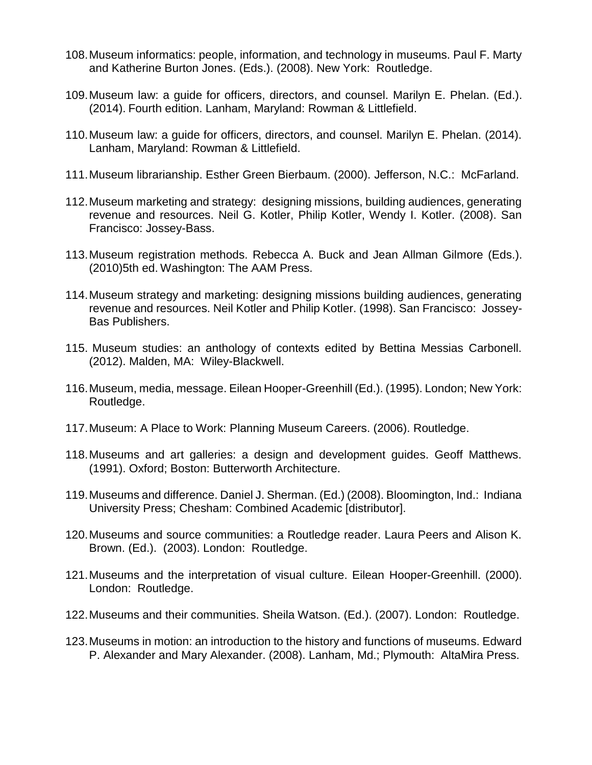108. Museum informatics: people, information, and technology in museums. Paul F. Marty and Katherine Burton Jones. (Eds.). (2008). New York: Routledge.

109. Museum law: a guide for officers, directors, and counsel. Marilyn E. Phelan. (Ed.). (2014). Fourth edition. Lanham, Maryland: Rowman & Littlefield.

110. Museum law: a guide for officers, directors, and counsel. Marilyn E. Phelan. (2014). Lanham, Maryland: Rowman & Littlefield.

111. Museum librarianship. Esther Green Bierbaum. (2000). Jefferson, N.C.: McFarland.

112. Museum marketing and strategy: designing missions, building audiences, generating revenue and resources. Neil G. Kotler, Philip Kotler, Wendy I. Kotler. (2008). San Francisco: Jossey-Bass.

113. Museum registration methods. Rebecca A. Buck and Jean Allman Gilmore (Eds.). (2010)5th ed. Washington: The AAM Press.

114. Museum strategy and marketing: designing missions building audiences, generating revenue and resources. Neil Kotler and Philip Kotler. (1998). San Francisco: Jossey-Bas Publishers.

115. Museum studies: an anthology of contexts edited by Bettina Messias Carbonell. (2012). Malden, MA: Wiley-Blackwell.

116. Museum, media, message. Eilean Hooper-Greenhill (Ed.). (1995). London; New York: Routledge.

117. Museum: A Place to Work: Planning Museum Careers. (2006). Routledge.

118. Museums and art galleries: a design and development guides. Geoff Matthews. (1991). Oxford; Boston: Butterworth Architecture.

119. Museums and difference. Daniel J. Sherman. (Ed.) (2008). Bloomington, Ind.: Indiana University Press; Chesham: Combined Academic [distributor].

120. Museums and source communities: a Routledge reader. Laura Peers and Alison K. Brown. (Ed.). (2003). London: Routledge.

121. Museums and the interpretation of visual culture. Eilean Hooper-Greenhill. (2000). London: Routledge.

122. Museums and their communities. Sheila Watson. (Ed.). (2007). London: Routledge.

123. Museums in motion: an introduction to the history and functions of museums. Edward P. Alexander and Mary Alexander. (2008). Lanham, Md.; Plymouth: AltaMira Press.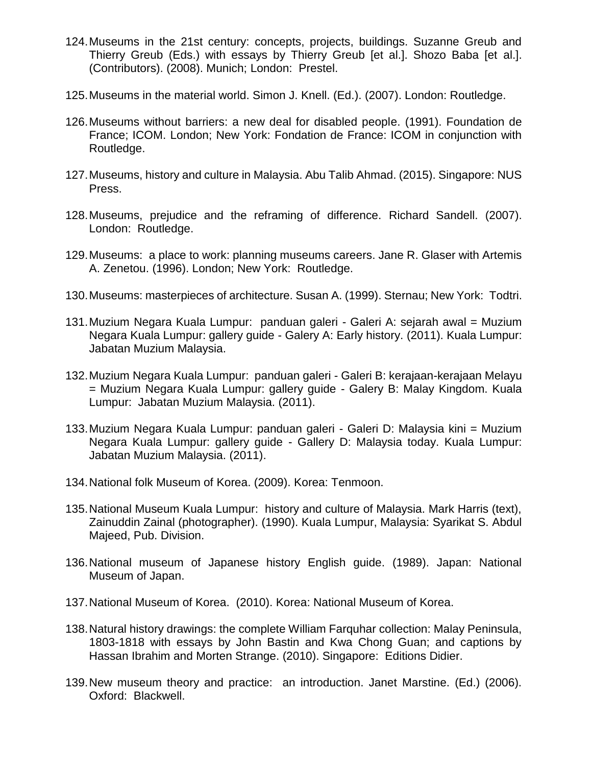124. Museums in the 21st century: concepts, projects, buildings. Suzanne Greub and Thierry Greub (Eds.) with essays by Thierry Greub [et al.]. Shozo Baba [et al.]. (Contributors). (2008). Munich; London: Prestel.

125. Museums in the material world. Simon J. Knell. (Ed.). (2007). London: Routledge.

126. Museums without barriers: a new deal for disabled people. (1991). Foundation de France; ICOM. London; New York: Fondation de France: ICOM in conjunction with Routledge.

127. Museums, history and culture in Malaysia. Abu Talib Ahmad. (2015). Singapore: NUS Press.

128. Museums, prejudice and the reframing of difference. Richard Sandell. (2007). London: Routledge.

129. Museums: a place to work: planning museums careers. Jane R. Glaser with Artemis A. Zenetou. (1996). London; New York: Routledge.

130. Museums: masterpieces of architecture. Susan A. (1999). Sternau; New York: Todtri.

131. Muzium Negara Kuala Lumpur: panduan galeri - Galeri A: sejarah awal = Muzium Negara Kuala Lumpur: gallery guide - Galery A: Early history. (2011). Kuala Lumpur: Jabatan Muzium Malaysia.

132. Muzium Negara Kuala Lumpur: panduan galeri - Galeri B: kerajaan-kerajaan Melayu = Muzium Negara Kuala Lumpur: gallery guide - Galery B: Malay Kingdom. Kuala Lumpur: Jabatan Muzium Malaysia. (2011).

133. Muzium Negara Kuala Lumpur: panduan galeri - Galeri D: Malaysia kini = Muzium Negara Kuala Lumpur: gallery guide - Gallery D: Malaysia today. Kuala Lumpur: Jabatan Muzium Malaysia. (2011).

134. National folk Museum of Korea. (2009). Korea: Tenmoon.

135. National Museum Kuala Lumpur: history and culture of Malaysia. Mark Harris (text), Zainuddin Zainal (photographer). (1990). Kuala Lumpur, Malaysia: Syarikat S. Abdul Majeed, Pub. Division.

136. National museum of Japanese history English guide. (1989). Japan: National Museum of Japan.

137. National Museum of Korea. (2010). Korea: National Museum of Korea.

138. Natural history drawings: the complete William Farquhar collection: Malay Peninsula, 1803-1818 with essays by John Bastin and Kwa Chong Guan; and captions by Hassan Ibrahim and Morten Strange. (2010). Singapore: Editions Didier.

139. New museum theory and practice: an introduction. Janet Marstine. (Ed.) (2006). Oxford: Blackwell.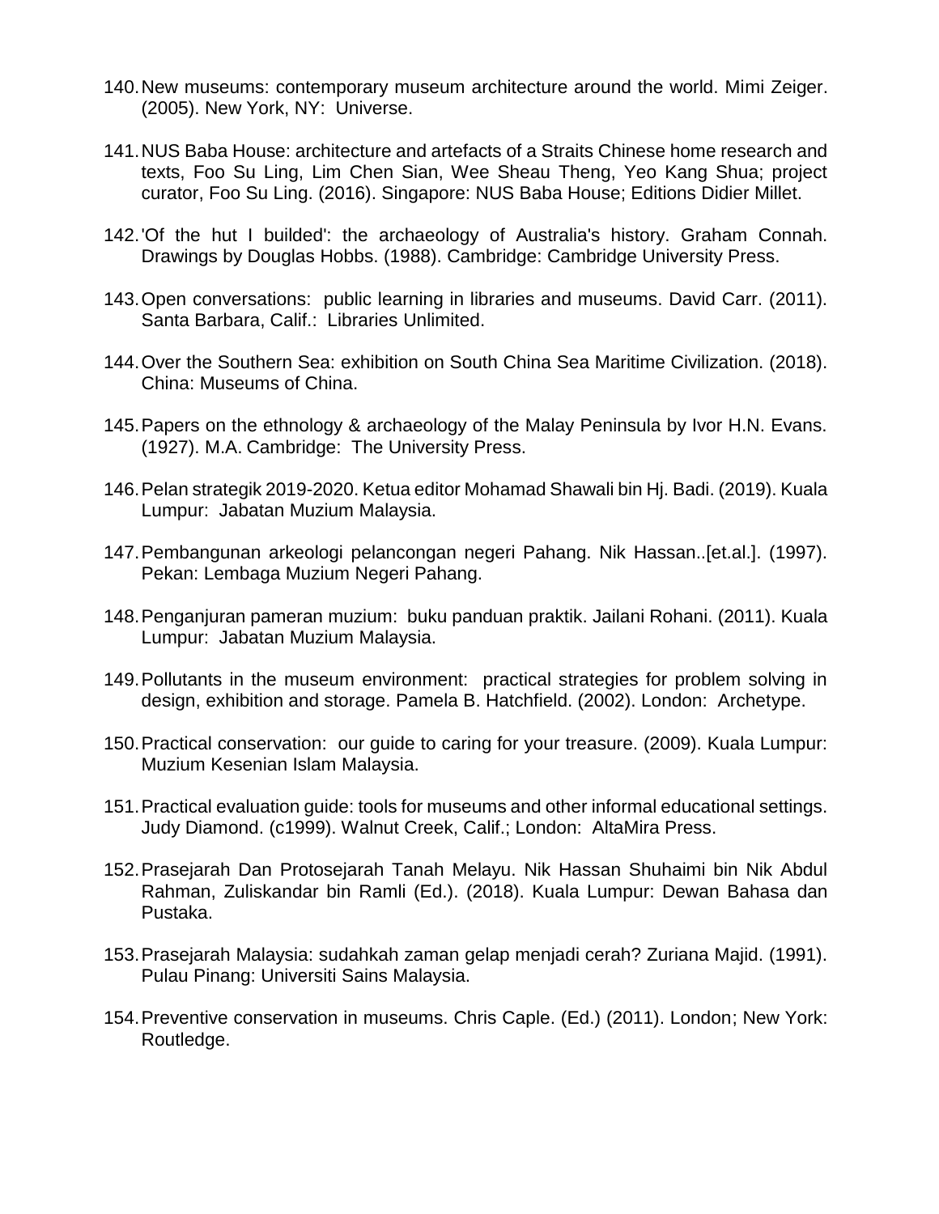140. New museums: contemporary museum architecture around the world. Mimi Zeiger. (2005). New York, NY: Universe.

141. NUS Baba House: architecture and artefacts of a Straits Chinese home research and texts, Foo Su Ling, Lim Chen Sian, Wee Sheau Theng, Yeo Kang Shua; project curator, Foo Su Ling. (2016). Singapore: NUS Baba House; Editions Didier Millet.

142. 'Of the hut I builded': the archaeology of Australia's history. Graham Connah. Drawings by Douglas Hobbs. (1988). Cambridge: Cambridge University Press.

143. Open conversations: public learning in libraries and museums. David Carr. (2011). Santa Barbara, Calif.: Libraries Unlimited.

144. Over the Southern Sea: exhibition on South China Sea Maritime Civilization. (2018). China: Museums of China.

145. Papers on the ethnology & archaeology of the Malay Peninsula by Ivor H.N. Evans. (1927). M.A. Cambridge: The University Press.

146. Pelan strategik 2019-2020. Ketua editor Mohamad Shawali bin Hj. Badi. (2019). Kuala Lumpur: Jabatan Muzium Malaysia.

147. Pembangunan arkeologi pelancongan negeri Pahang. Nik Hassan..[et.al.]. (1997). Pekan: Lembaga Muzium Negeri Pahang.

148. Penganjuran pameran muzium: buku panduan praktik. Jailani Rohani. (2011). Kuala Lumpur: Jabatan Muzium Malaysia.

149. Pollutants in the museum environment: practical strategies for problem solving in design, exhibition and storage. Pamela B. Hatchfield. (2002). London: Archetype.

150. Practical conservation: our guide to caring for your treasure. (2009). Kuala Lumpur: Muzium Kesenian Islam Malaysia.

151. Practical evaluation guide: tools for museums and other informal educational settings. Judy Diamond. (c1999). Walnut Creek, Calif.; London: AltaMira Press.

152. Prasejarah Dan Protosejarah Tanah Melayu. Nik Hassan Shuhaimi bin Nik Abdul Rahman, Zuliskandar bin Ramli (Ed.). (2018). Kuala Lumpur: Dewan Bahasa dan Pustaka.

153. Prasejarah Malaysia: sudahkah zaman gelap menjadi cerah? Zuriana Majid. (1991). Pulau Pinang: Universiti Sains Malaysia.

154. Preventive conservation in museums. Chris Caple. (Ed.) (2011). London; New York: Routledge.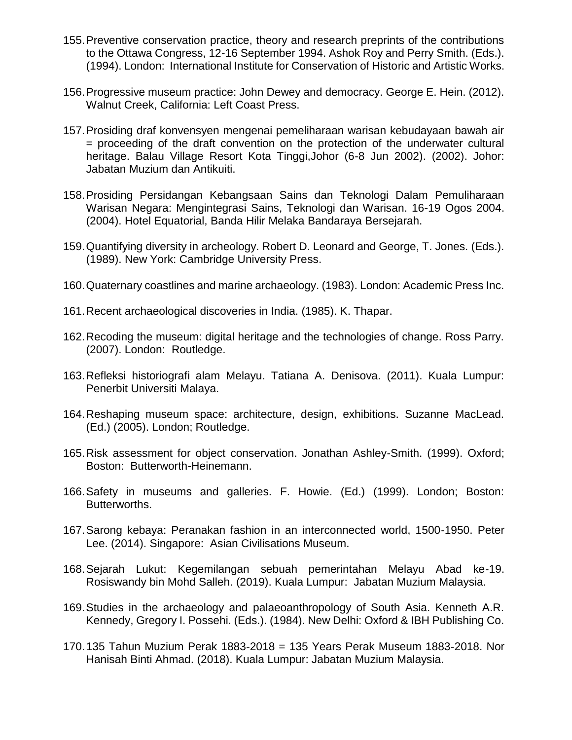155. Preventive conservation practice, theory and research preprints of the contributions to the Ottawa Congress, 12-16 September 1994. Ashok Roy and Perry Smith. (Eds.). (1994). London: International Institute for Conservation of Historic and Artistic Works.

156. Progressive museum practice: John Dewey and democracy. George E. Hein. (2012). Walnut Creek, California: Left Coast Press.

157. Prosiding draf konvensyen mengenai pemeliharaan warisan kebudayaan bawah air = proceeding of the draft convention on the protection of the underwater cultural heritage. Balau Village Resort Kota Tinggi,Johor (6-8 Jun 2002). (2002). Johor: Jabatan Muzium dan Antikuiti.

158. Prosiding Persidangan Kebangsaan Sains dan Teknologi Dalam Pemuliharaan Warisan Negara: Mengintegrasi Sains, Teknologi dan Warisan. 16-19 Ogos 2004. (2004). Hotel Equatorial, Banda Hilir Melaka Bandaraya Bersejarah.

159. Quantifying diversity in archeology. Robert D. Leonard and George, T. Jones. (Eds.). (1989). New York: Cambridge University Press.

160. Quaternary coastlines and marine archaeology. (1983). London: Academic Press Inc.

161. Recent archaeological discoveries in India. (1985). K. Thapar.

162. Recoding the museum: digital heritage and the technologies of change. Ross Parry. (2007). London: Routledge.

163. Refleksi historiografi alam Melayu. Tatiana A. Denisova. (2011). Kuala Lumpur: Penerbit Universiti Malaya.

164. Reshaping museum space: architecture, design, exhibitions. Suzanne MacLead. (Ed.) (2005). London; Routledge.

165. Risk assessment for object conservation. Jonathan Ashley-Smith. (1999). Oxford; Boston: Butterworth-Heinemann.

166. Safety in museums and galleries. F. Howie. (Ed.) (1999). London; Boston: Butterworths.

167. Sarong kebaya: Peranakan fashion in an interconnected world, 1500-1950. Peter Lee. (2014). Singapore: Asian Civilisations Museum.

168. Sejarah Lukut: Kegemilangan sebuah pemerintahan Melayu Abad ke-19. Rosiswandy bin Mohd Salleh. (2019). Kuala Lumpur: Jabatan Muzium Malaysia.

169. Studies in the archaeology and palaeoanthropology of South Asia. Kenneth A.R. Kennedy, Gregory I. Possehi. (Eds.). (1984). New Delhi: Oxford & IBH Publishing Co.

170. 135 Tahun Muzium Perak 1883-2018 = 135 Years Perak Museum 1883-2018. Nor Hanisah Binti Ahmad. (2018). Kuala Lumpur: Jabatan Muzium Malaysia.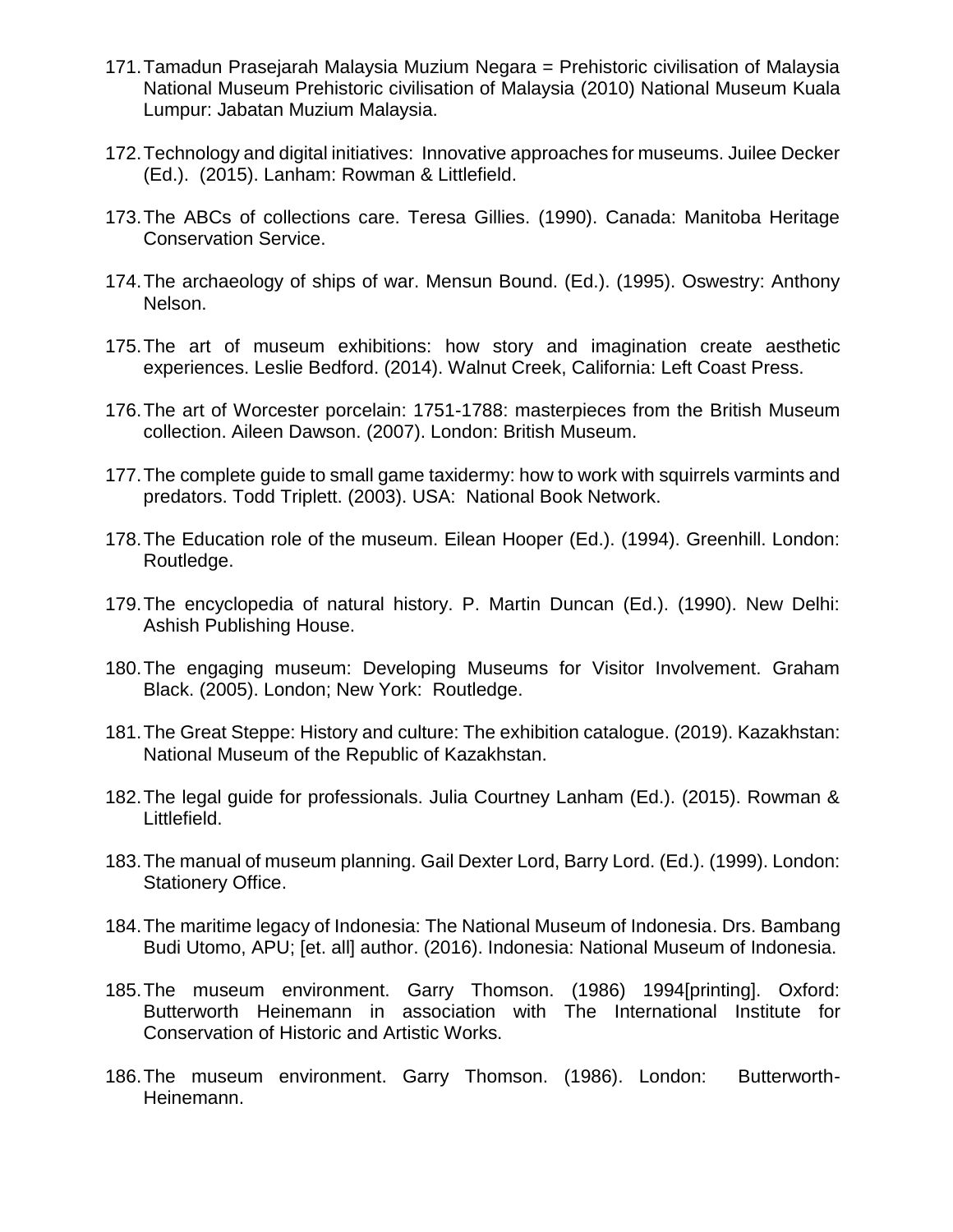171. Tamadun Prasejarah Malaysia Muzium Negara = Prehistoric civilisation of Malaysia National Museum Prehistoric civilisation of Malaysia (2010) National Museum Kuala Lumpur: Jabatan Muzium Malaysia.

172. Technology and digital initiatives: Innovative approaches for museums. Juilee Decker (Ed.). (2015). Lanham: Rowman & Littlefield.

173. The ABCs of collections care. Teresa Gillies. (1990). Canada: Manitoba Heritage Conservation Service.

174. The archaeology of ships of war. Mensun Bound. (Ed.). (1995). Oswestry: Anthony Nelson.

175. The art of museum exhibitions: how story and imagination create aesthetic experiences. Leslie Bedford. (2014). Walnut Creek, California: Left Coast Press.

176. The art of Worcester porcelain: 1751-1788: masterpieces from the British Museum collection. Aileen Dawson. (2007). London: British Museum.

177. The complete guide to small game taxidermy: how to work with squirrels varmints and predators. Todd Triplett. (2003). USA: National Book Network.

178. The Education role of the museum. Eilean Hooper (Ed.). (1994). Greenhill. London: Routledge.

179. The encyclopedia of natural history. P. Martin Duncan (Ed.). (1990). New Delhi: Ashish Publishing House.

180. The engaging museum: Developing Museums for Visitor Involvement. Graham Black. (2005). London; New York: Routledge.

181. The Great Steppe: History and culture: The exhibition catalogue. (2019). Kazakhstan: National Museum of the Republic of Kazakhstan.

182. The legal guide for professionals. Julia Courtney Lanham (Ed.). (2015). Rowman & Littlefield.

183. The manual of museum planning. Gail Dexter Lord, Barry Lord. (Ed.). (1999). London: Stationery Office.

184. The maritime legacy of Indonesia: The National Museum of Indonesia. Drs. Bambang Budi Utomo, APU; [et. all] author. (2016). Indonesia: National Museum of Indonesia.

185. The museum environment. Garry Thomson. (1986) 1994[printing]. Oxford: Butterworth Heinemann in association with The International Institute for Conservation of Historic and Artistic Works.

186. The museum environment. Garry Thomson. (1986). London: Butterworth-Heinemann.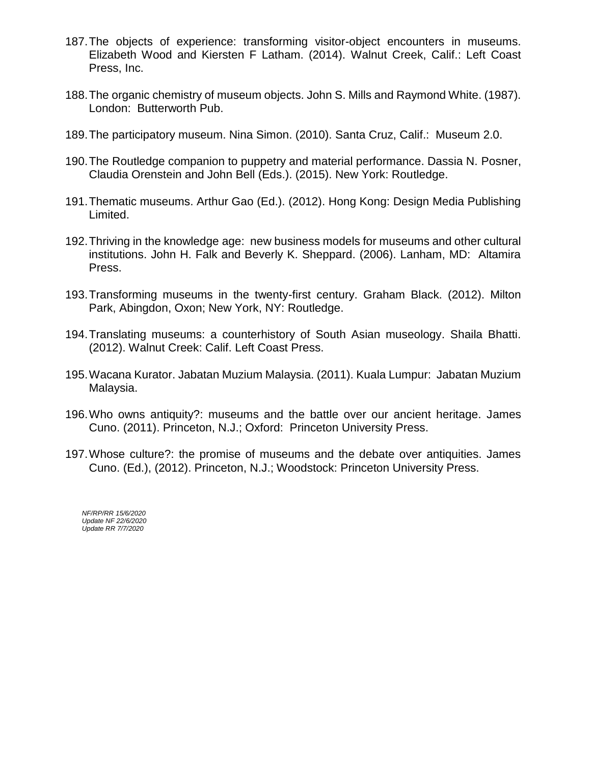187. The objects of experience: transforming visitor-object encounters in museums. Elizabeth Wood and Kiersten F Latham. (2014). Walnut Creek, Calif.: Left Coast Press, Inc.

188. The organic chemistry of museum objects. John S. Mills and Raymond White. (1987). London: Butterworth Pub.

189. The participatory museum. Nina Simon. (2010). Santa Cruz, Calif.: Museum 2.0.

190. The Routledge companion to puppetry and material performance. Dassia N. Posner, Claudia Orenstein and John Bell (Eds.). (2015). New York: Routledge.

191. Thematic museums. Arthur Gao (Ed.). (2012). Hong Kong: Design Media Publishing Limited.

192. Thriving in the knowledge age: new business models for museums and other cultural institutions. John H. Falk and Beverly K. Sheppard. (2006). Lanham, MD: Altamira Press.

193. Transforming museums in the twenty-first century. Graham Black. (2012). Milton Park, Abingdon, Oxon; New York, NY: Routledge.

194. Translating museums: a counterhistory of South Asian museology. Shaila Bhatti. (2012). Walnut Creek: Calif. Left Coast Press.

195. Wacana Kurator. Jabatan Muzium Malaysia. (2011). Kuala Lumpur: Jabatan Muzium Malaysia.

196. Who owns antiquity?: museums and the battle over our ancient heritage. James Cuno. (2011). Princeton, N.J.; Oxford: Princeton University Press.

197. Whose culture?: the promise of museums and the debate over antiquities. James Cuno. (Ed.), (2012). Princeton, N.J.; Woodstock: Princeton University Press.

*NF/RP/RR 15/6/2020*
*Update NF 22/6/2020*
*Update RR 7/7/2020*